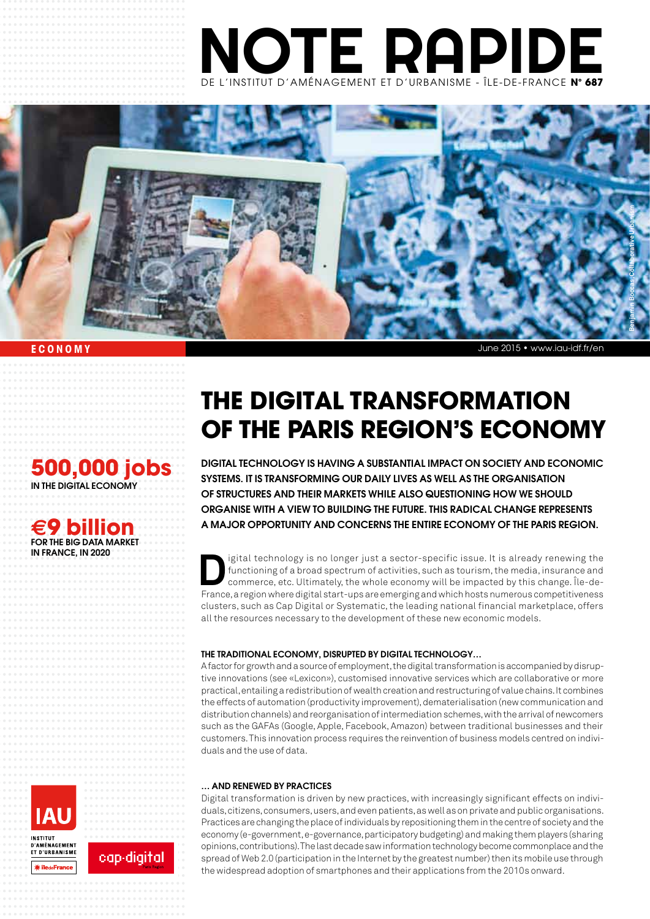# NOTE RAPIDE

DE L'INSTITUT D'AMÉNAGEMENT ET D'URBANISME - ÎLE-DE-FRANCE **N° 687**

Benjamin Boccas, Collaborative Urbanism

**ECONOMY**

June 2015 • www.iau-idf.fr/en

## THE DIGITAL TRANSFORMATION OF THE PARIS REGION'S ECONOMY

**500,000 jobs**
IN THE DIGITAL ECONOMY

**€9 billion**
FOR THE BIG DATA MARKET IN FRANCE, IN 2020

**DIGITAL TECHNOLOGY IS HAVING A SUBSTANTIAL IMPACT ON SOCIETY AND ECONOMIC SYSTEMS. IT IS TRANSFORMING OUR DAILY LIVES AS WELL AS THE ORGANISATION OF STRUCTURES AND THEIR MARKETS WHILE ALSO QUESTIONING HOW WE SHOULD ORGANISE WITH A VIEW TO BUILDING THE FUTURE. THIS RADICAL CHANGE REPRESENTS A MAJOR OPPORTUNITY AND CONCERNS THE ENTIRE ECONOMY OF THE PARIS REGION.**

Digital technology is no longer just a sector-specific issue. It is already renewing the functioning of a broad spectrum of activities, such as tourism, the media, insurance and commerce, etc. Ultimately, the whole economy will be impacted by this change. Île-de-France, a region where digital start-ups are emerging and which hosts numerous competitiveness clusters, such as Cap Digital or Systematic, the leading national financial marketplace, offers all the resources necessary to the development of these new economic models.

### THE TRADITIONAL ECONOMY, DISRUPTED BY DIGITAL TECHNOLOGY…

A factor for growth and a source of employment, the digital transformation is accompanied by disruptive innovations (see «Lexicon»), customised innovative services which are collaborative or more practical, entailing a redistribution of wealth creation and restructuring of value chains. It combines the effects of automation (productivity improvement), dematerialisation (new communication and distribution channels) and reorganisation of intermediation schemes, with the arrival of newcomers such as the GAFAs (Google, Apple, Facebook, Amazon) between traditional businesses and their customers. This innovation process requires the reinvention of business models centred on individuals and the use of data.

### … AND RENEWED BY PRACTICES

Digital transformation is driven by new practices, with increasingly significant effects on individuals, citizens, consumers, users, and even patients, as well as on private and public organisations. Practices are changing the place of individuals by repositioning them in the centre of society and the economy (e-government, e-governance, participatory budgeting) and making them players (sharing opinions, contributions). The last decade saw information technology become commonplace and the spread of Web 2.0 (participation in the Internet by the greatest number) then its mobile use through the widespread adoption of smartphones and their applications from the 2010s onward.

IAU INSTITUT D'AMÉNAGEMENT ET D'URBANISME — ÎledeFrance — cap-digital Paris Region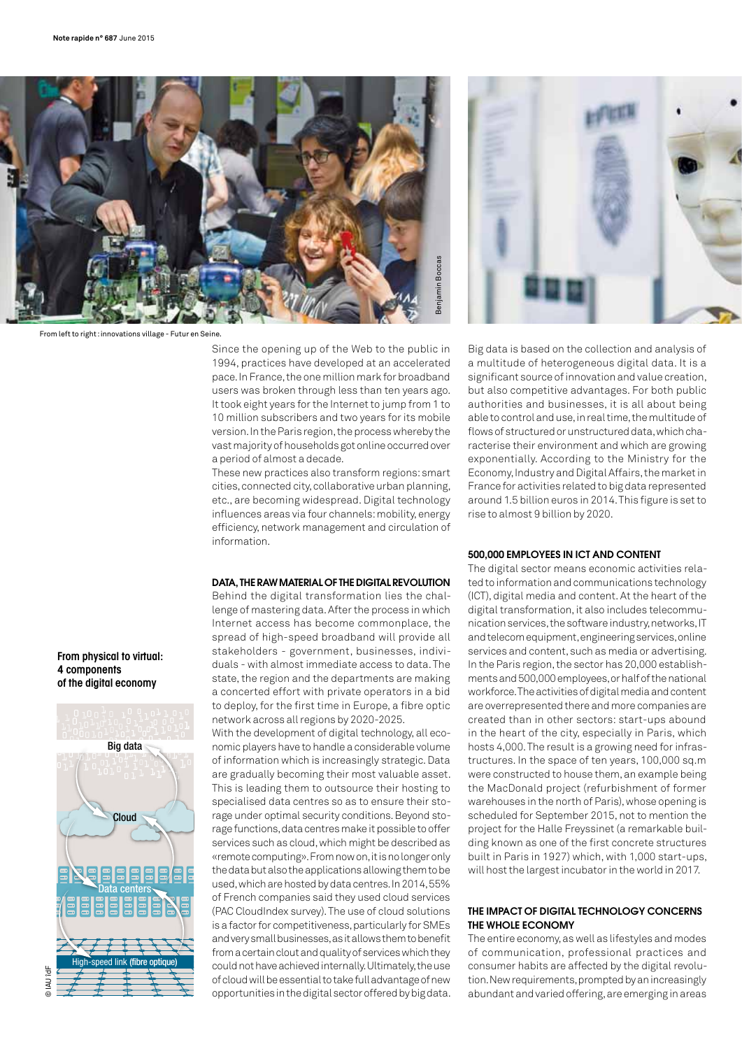From left to right : innovations village - Futur en Seine.

Since the opening up of the Web to the public in 1994, practices have developed at an accelerated pace. In France, the one million mark for broadband users was broken through less than ten years ago. It took eight years for the Internet to jump from 1 to 10 million subscribers and two years for its mobile version. In the Paris region, the process whereby the vast majority of households got online occurred over a period of almost a decade.

These new practices also transform regions: smart cities, connected city, collaborative urban planning, etc., are becoming widespread. Digital technology influences areas via four channels: mobility, energy efficiency, network management and circulation of information.

**From physical to virtual: 4 components of the digital economy**

Big data
Cloud
Data centers
High-speed link (fibre optique)

© IAU îdF

## DATA, THE RAW MATERIAL OF THE DIGITAL REVOLUTION

Behind the digital transformation lies the challenge of mastering data. After the process in which Internet access has become commonplace, the spread of high-speed broadband will provide all stakeholders - government, businesses, individuals - with almost immediate access to data. The state, the region and the departments are making a concerted effort with private operators in a bid to deploy, for the first time in Europe, a fibre optic network across all regions by 2020-2025.

With the development of digital technology, all economic players have to handle a considerable volume of information which is increasingly strategic. Data are gradually becoming their most valuable asset. This is leading them to outsource their hosting to specialised data centres so as to ensure their storage under optimal security conditions. Beyond storage functions, data centres make it possible to offer services such as cloud, which might be described as «remote computing». From now on, it is no longer only the data but also the applications allowing them to be used, which are hosted by data centres. In 2014, 55% of French companies said they used cloud services (PAC CloudIndex survey). The use of cloud solutions is a factor for competitiveness, particularly for SMEs and very small businesses, as it allows them to benefit from a certain clout and quality of services which they could not have achieved internally. Ultimately, the use of cloud will be essential to take full advantage of new opportunities in the digital sector offered by big data.

Big data is based on the collection and analysis of a multitude of heterogeneous digital data. It is a significant source of innovation and value creation, but also competitive advantages. For both public authorities and businesses, it is all about being able to control and use, in real time, the multitude of flows of structured or unstructured data, which characterise their environment and which are growing exponentially. According to the Ministry for the Economy, Industry and Digital Affairs, the market in France for activities related to big data represented around 1.5 billion euros in 2014. This figure is set to rise to almost 9 billion by 2020.

## 500,000 EMPLOYEES IN ICT AND CONTENT

The digital sector means economic activities related to information and communications technology (ICT), digital media and content. At the heart of the digital transformation, it also includes telecommunication services, the software industry, networks, IT and telecom equipment, engineering services, online services and content, such as media or advertising. In the Paris region, the sector has 20,000 establishments and 500,000 employees, or half of the national workforce. The activities of digital media and content are overrepresented there and more companies are created than in other sectors: start-ups abound in the heart of the city, especially in Paris, which hosts 4,000. The result is a growing need for infrastructures. In the space of ten years, 100,000 sq.m were constructed to house them, an example being the MacDonald project (refurbishment of former warehouses in the north of Paris), whose opening is scheduled for September 2015, not to mention the project for the Halle Freyssinet (a remarkable building known as one of the first concrete structures built in Paris in 1927) which, with 1,000 start-ups, will host the largest incubator in the world in 2017.

## THE IMPACT OF DIGITAL TECHNOLOGY CONCERNS THE WHOLE ECONOMY

The entire economy, as well as lifestyles and modes of communication, professional practices and consumer habits are affected by the digital revolution. New requirements, prompted by an increasingly abundant and varied offering, are emerging in areas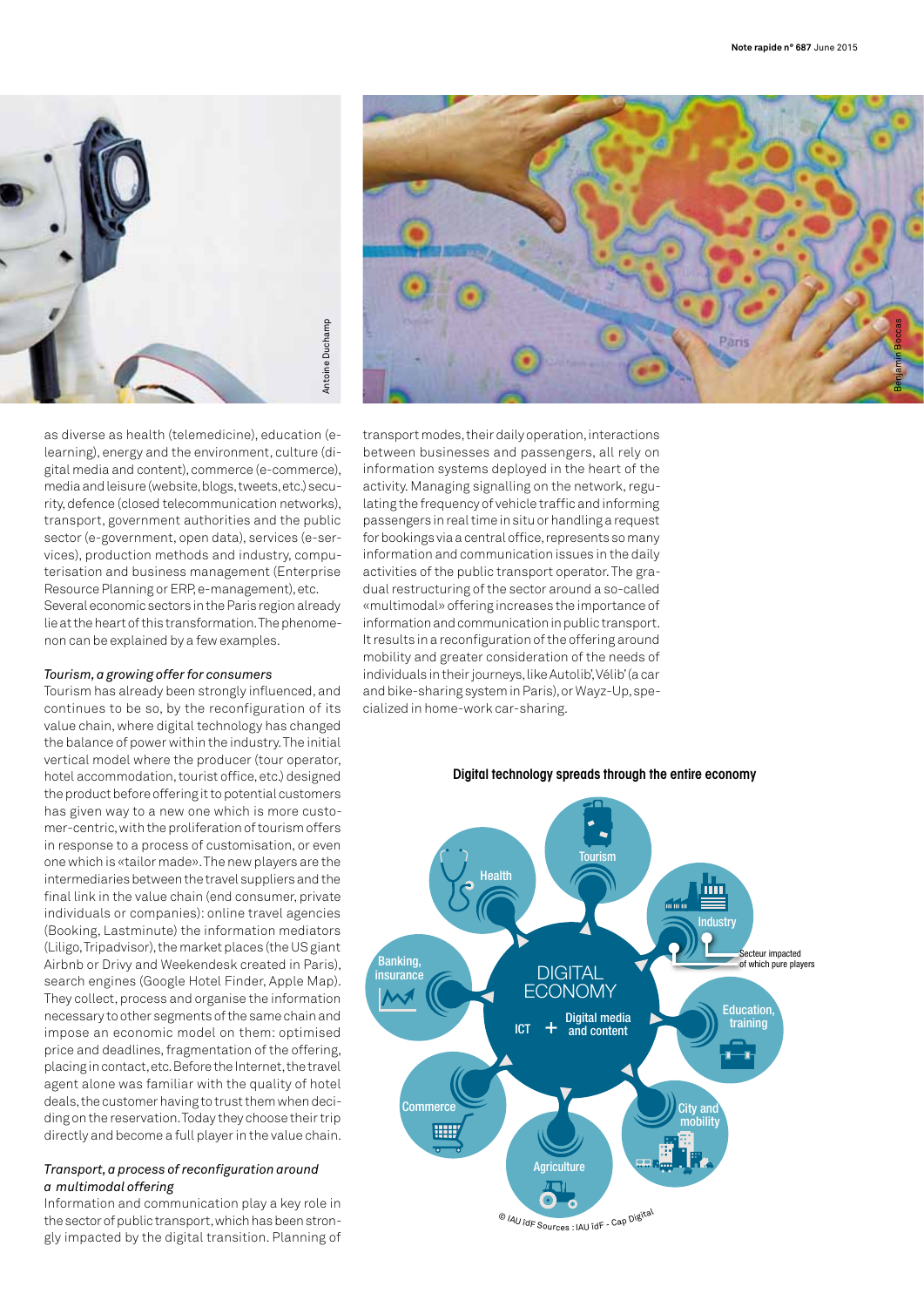as diverse as health (telemedicine), education (e-learning), energy and the environment, culture (digital media and content), commerce (e-commerce), media and leisure (website, blogs, tweets, etc.) security, defence (closed telecommunication networks), transport, government authorities and the public sector (e-government, open data), services (e-services), production methods and industry, computerisation and business management (Enterprise Resource Planning or ERP, e-management), etc.
Several economic sectors in the Paris region already lie at the heart of this transformation. The phenomenon can be explained by a few examples.

*Tourism, a growing offer for consumers*

Tourism has already been strongly influenced, and continues to be so, by the reconfiguration of its value chain, where digital technology has changed the balance of power within the industry. The initial vertical model where the producer (tour operator, hotel accommodation, tourist office, etc.) designed the product before offering it to potential customers has given way to a new one which is more customer-centric, with the proliferation of tourism offers in response to a process of customisation, or even one which is «tailor made». The new players are the intermediaries between the travel suppliers and the final link in the value chain (end consumer, private individuals or companies): online travel agencies (Booking, Lastminute) the information mediators (Liligo, Tripadvisor), the market places (the US giant Airbnb or Drivy and Weekendesk created in Paris), search engines (Google Hotel Finder, Apple Map). They collect, process and organise the information necessary to other segments of the same chain and impose an economic model on them: optimised price and deadlines, fragmentation of the offering, placing in contact, etc. Before the Internet, the travel agent alone was familiar with the quality of hotel deals, the customer having to trust them when deciding on the reservation. Today they choose their trip directly and become a full player in the value chain.

*Transport, a process of reconfiguration around a multimodal offering*

Information and communication play a key role in the sector of public transport, which has been strongly impacted by the digital transition. Planning of transport modes, their daily operation, interactions between businesses and passengers, all rely on information systems deployed in the heart of the activity. Managing signalling on the network, regulating the frequency of vehicle traffic and informing passengers in real time in situ or handling a request for bookings via a central office, represents so many information and communication issues in the daily activities of the public transport operator. The gradual restructuring of the sector around a so-called «multimodal» offering increases the importance of information and communication in public transport. It results in a reconfiguration of the offering around mobility and greater consideration of the needs of individuals in their journeys, like Autolib', Vélib' (a car and bike-sharing system in Paris), or Wayz-Up, specialized in home-work car-sharing.

**Digital technology spreads through the entire economy**

DIGITAL ECONOMY: ICT + Digital media and content

Tourism · Industry · Education, training · City and mobility · Agriculture · Commerce · Banking, insurance · Health

Secteur impacted of which pure players

© IAU îdF Sources : IAU îdF - Cap Digital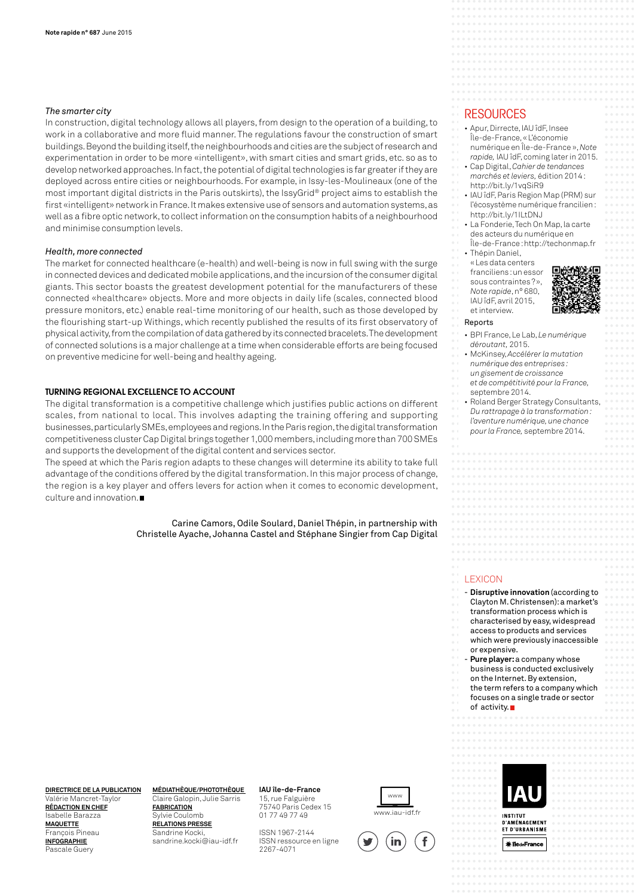*The smarter city*

In construction, digital technology allows all players, from design to the operation of a building, to work in a collaborative and more fluid manner. The regulations favour the construction of smart buildings. Beyond the building itself, the neighbourhoods and cities are the subject of research and experimentation in order to be more «intelligent», with smart cities and smart grids, etc. so as to develop networked approaches. In fact, the potential of digital technologies is far greater if they are deployed across entire cities or neighbourhoods. For example, in Issy-les-Moulineaux (one of the most important digital districts in the Paris outskirts), the IssyGrid® project aims to establish the first «intelligent» network in France. It makes extensive use of sensors and automation systems, as well as a fibre optic network, to collect information on the consumption habits of a neighbourhood and minimise consumption levels.

*Health, more connected*

The market for connected healthcare (e-health) and well-being is now in full swing with the surge in connected devices and dedicated mobile applications, and the incursion of the consumer digital giants. This sector boasts the greatest development potential for the manufacturers of these connected «healthcare» objects. More and more objects in daily life (scales, connected blood pressure monitors, etc.) enable real-time monitoring of our health, such as those developed by the flourishing start-up Withings, which recently published the results of its first observatory of physical activity, from the compilation of data gathered by its connected bracelets. The development of connected solutions is a major challenge at a time when considerable efforts are being focused on preventive medicine for well-being and healthy ageing.

## TURNING REGIONAL EXCELLENCE TO ACCOUNT

The digital transformation is a competitive challenge which justifies public actions on different scales, from national to local. This involves adapting the training offering and supporting businesses, particularly SMEs, employees and regions. In the Paris region, the digital transformation competitiveness cluster Cap Digital brings together 1,000 members, including more than 700 SMEs and supports the development of the digital content and services sector.

The speed at which the Paris region adapts to these changes will determine its ability to take full advantage of the conditions offered by the digital transformation. In this major process of change, the region is a key player and offers levers for action when it comes to economic development, culture and innovation. ■

Carine Camors, Odile Soulard, Daniel Thépin, in partnership with Christelle Ayache, Johanna Castel and Stéphane Singier from Cap Digital

## RESOURCES

- Apur, Dirrecte, IAU îdF, Insee Île-de-France, « L'économie numérique en Île-de-France », *Note rapide,* IAU îdF, coming later in 2015.
- Cap Digital, *Cahier de tendances marchés et leviers*, édition 2014 : http://bit.ly/1vqSiR9
- IAU îdF, Paris Region Map (PRM) sur l'écosystème numérique francilien : http://bit.ly/1ILtDNJ
- La Fonderie, Tech On Map, la carte des acteurs du numérique en Île-de-France : http://techonmap.fr
- Thépin Daniel, « Les data centers franciliens : un essor sous contraintes ? », *Note rapide*, n° 680, IAU îdF, avril 2015, et interview.

Reports

- BPI France, Le Lab, *Le numérique déroutant*, 2015.
- McKinsey, *Accélérer la mutation numérique des entreprises : un gisement de croissance et de compétitivité pour la France*, septembre 2014.
- Roland Berger Strategy Consultants, *Du rattrapage à la transformation : l'aventure numérique, une chance pour la France*, septembre 2014.

## LEXICON

- **Disruptive innovation** (according to Clayton M. Christensen): a market's transformation process which is characterised by easy, widespread access to products and services which were previously inaccessible or expensive.
- **Pure player:** a company whose business is conducted exclusively on the Internet. By extension, the term refers to a company which focuses on a single trade or sector of activity. ■

**DIRECTRICE DE LA PUBLICATION**
Valérie Mancret-Taylor
**RÉDACTION EN CHEF**
Isabelle Barazza
**MAQUETTE**
François Pineau
**INFOGRAPHIE**
Pascale Guery

**MÉDIATHÈQUE/PHOTOTHÈQUE**
Claire Galopin, Julie Sarris
**FABRICATION**
Sylvie Coulomb
**RELATIONS PRESSE**
Sandrine Kocki,
sandrine.kocki@iau-idf.fr

**IAU île-de-France**
15, rue Falguière
75740 Paris Cedex 15
01 77 49 77 49

ISSN 1967-2144
ISSN ressource en ligne 2267-4071

www.iau-idf.fr

IAU
INSTITUT D'AMÉNAGEMENT ET D'URBANISME
ÎledeFrance